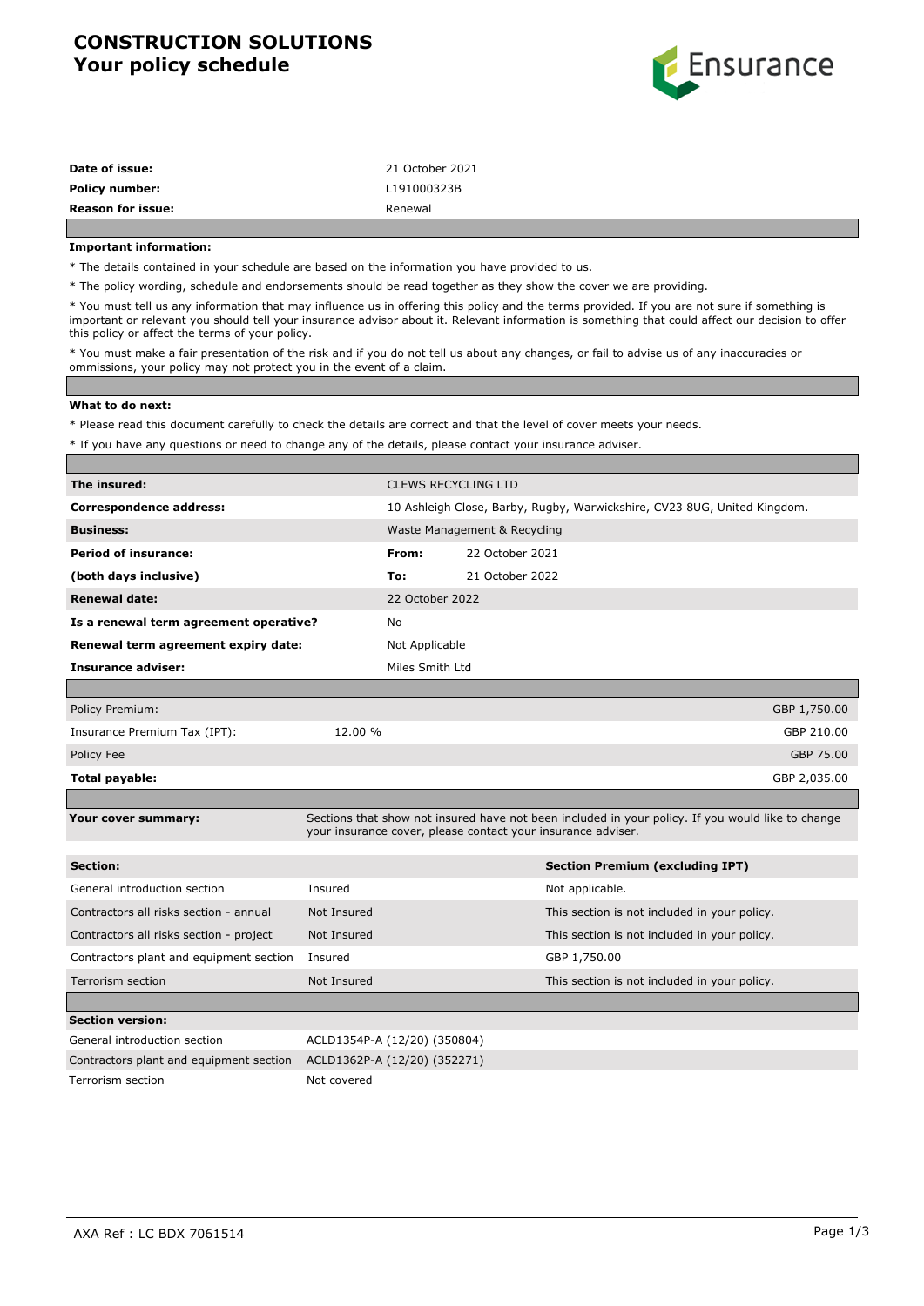# CONSTRUCTION SOLUTIONS
## Your policy schedule

Ensurance

| | |
|---|---|
| **Date of issue:** | 21 October 2021 |
| **Policy number:** | L191000323B |
| **Reason for issue:** | Renewal |

**Important information:**

* The details contained in your schedule are based on the information you have provided to us.

* The policy wording, schedule and endorsements should be read together as they show the cover we are providing.

* You must tell us any information that may influence us in offering this policy and the terms provided. If you are not sure if something is important or relevant you should tell your insurance advisor about it. Relevant information is something that could affect our decision to offer this policy or affect the terms of your policy.

* You must make a fair presentation of the risk and if you do not tell us about any changes, or fail to advise us of any inaccuracies or ommissions, your policy may not protect you in the event of a claim.

**What to do next:**

* Please read this document carefully to check the details are correct and that the level of cover meets your needs.

* If you have any questions or need to change any of the details, please contact your insurance adviser.

| | | |
|---|---|---|
| **The insured:** | CLEWS RECYCLING LTD | |
| **Correspondence address:** | 10 Ashleigh Close, Barby, Rugby, Warwickshire, CV23 8UG, United Kingdom. | |
| **Business:** | Waste Management & Recycling | |
| **Period of insurance:** | **From:** | 22 October 2021 |
| **(both days inclusive)** | **To:** | 21 October 2022 |
| **Renewal date:** | 22 October 2022 | |
| **Is a renewal term agreement operative?** | No | |
| **Renewal term agreement expiry date:** | Not Applicable | |
| **Insurance adviser:** | Miles Smith Ltd | |

| | | |
|---|---|---|
| Policy Premium: | | GBP 1,750.00 |
| Insurance Premium Tax (IPT): | 12.00 % | GBP 210.00 |
| Policy Fee | | GBP 75.00 |
| **Total payable:** | | GBP 2,035.00 |

**Your cover summary:** Sections that show not insured have not been included in your policy. If you would like to change your insurance cover, please contact your insurance adviser.

| **Section:** | | **Section Premium (excluding IPT)** |
|---|---|---|
| General introduction section | Insured | Not applicable. |
| Contractors all risks section - annual | Not Insured | This section is not included in your policy. |
| Contractors all risks section - project | Not Insured | This section is not included in your policy. |
| Contractors plant and equipment section | Insured | GBP 1,750.00 |
| Terrorism section | Not Insured | This section is not included in your policy. |

| **Section version:** | |
|---|---|
| General introduction section | ACLD1354P-A (12/20) (350804) |
| Contractors plant and equipment section | ACLD1362P-A (12/20) (352271) |
| Terrorism section | Not covered |

AXA Ref : LC BDX 7061514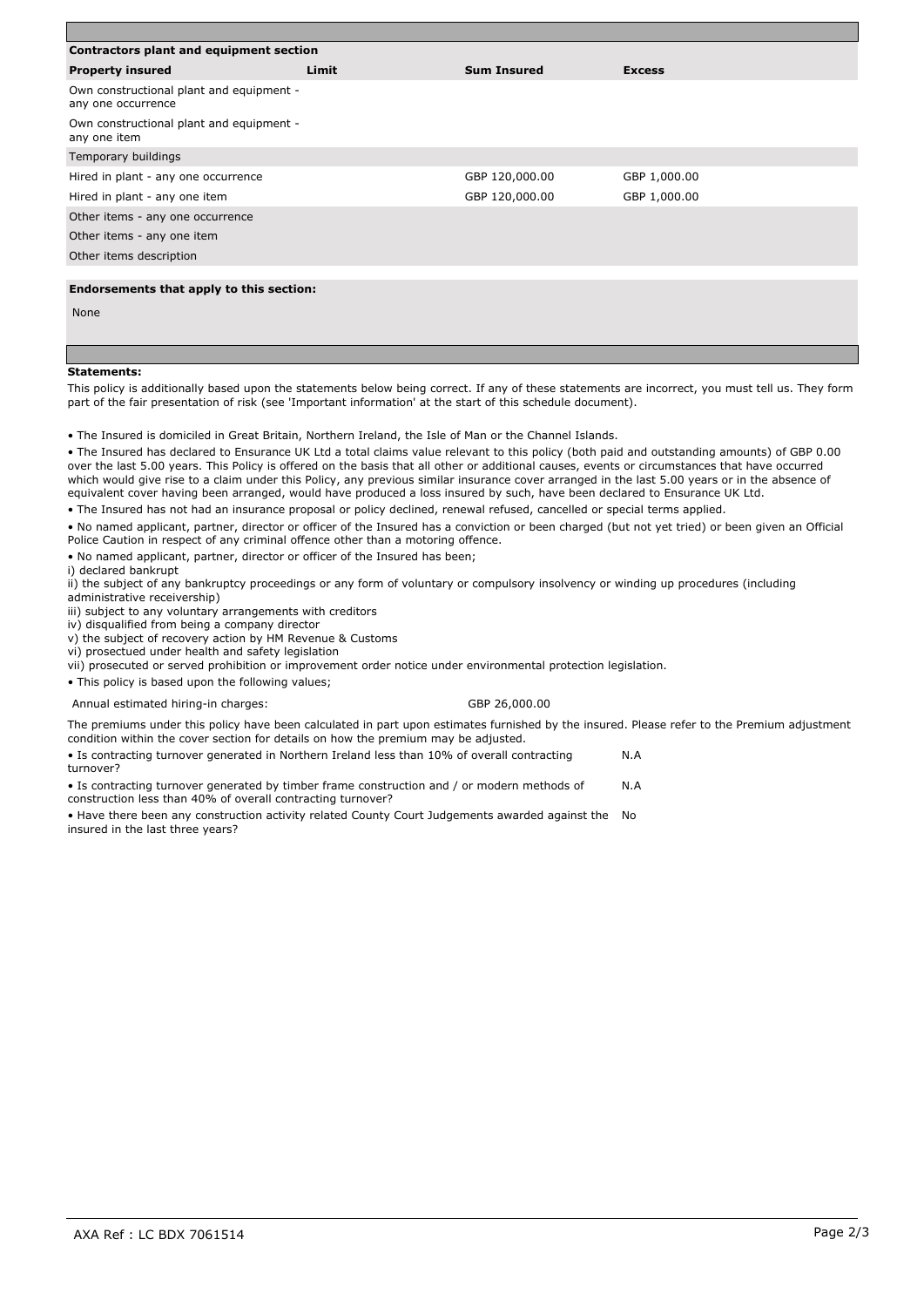## Contractors plant and equipment section

| Property insured | Limit | Sum Insured | Excess |
|---|---|---|---|
| Own constructional plant and equipment - any one occurrence | | | |
| Own constructional plant and equipment - any one item | | | |
| Temporary buildings | | | |
| Hired in plant - any one occurrence | | GBP 120,000.00 | GBP 1,000.00 |
| Hired in plant - any one item | | GBP 120,000.00 | GBP 1,000.00 |
| Other items - any one occurrence | | | |
| Other items - any one item | | | |
| Other items description | | | |

**Endorsements that apply to this section:**

None

**Statements:**

This policy is additionally based upon the statements below being correct. If any of these statements are incorrect, you must tell us. They form part of the fair presentation of risk (see 'Important information' at the start of this schedule document).

- The Insured is domiciled in Great Britain, Northern Ireland, the Isle of Man or the Channel Islands.
- The Insured has declared to Ensurance UK Ltd a total claims value relevant to this policy (both paid and outstanding amounts) of GBP 0.00 over the last 5.00 years. This Policy is offered on the basis that all other or additional causes, events or circumstances that have occurred which would give rise to a claim under this Policy, any previous similar insurance cover arranged in the last 5.00 years or in the absence of equivalent cover having been arranged, would have produced a loss insured by such, have been declared to Ensurance UK Ltd.
- The Insured has not had an insurance proposal or policy declined, renewal refused, cancelled or special terms applied.
- No named applicant, partner, director or officer of the Insured has a conviction or been charged (but not yet tried) or been given an Official Police Caution in respect of any criminal offence other than a motoring offence.
- No named applicant, partner, director or officer of the Insured has been;

i) declared bankrupt
ii) the subject of any bankruptcy proceedings or any form of voluntary or compulsory insolvency or winding up procedures (including administrative receivership)
iii) subject to any voluntary arrangements with creditors
iv) disqualified from being a company director
v) the subject of recovery action by HM Revenue & Customs
vi) prosectued under health and safety legislation
vii) prosecuted or served prohibition or improvement order notice under environmental protection legislation.

- This policy is based upon the following values;

| | |
|---|---|
| Annual estimated hiring-in charges: | GBP 26,000.00 |

The premiums under this policy have been calculated in part upon estimates furnished by the insured. Please refer to the Premium adjustment condition within the cover section for details on how the premium may be adjusted.

| | |
|---|---|
| • Is contracting turnover generated in Northern Ireland less than 10% of overall contracting turnover? | N.A |
| • Is contracting turnover generated by timber frame construction and / or modern methods of construction less than 40% of overall contracting turnover? | N.A |
| • Have there been any construction activity related County Court Judgements awarded against the insured in the last three years? | No |

AXA Ref : LC BDX 7061514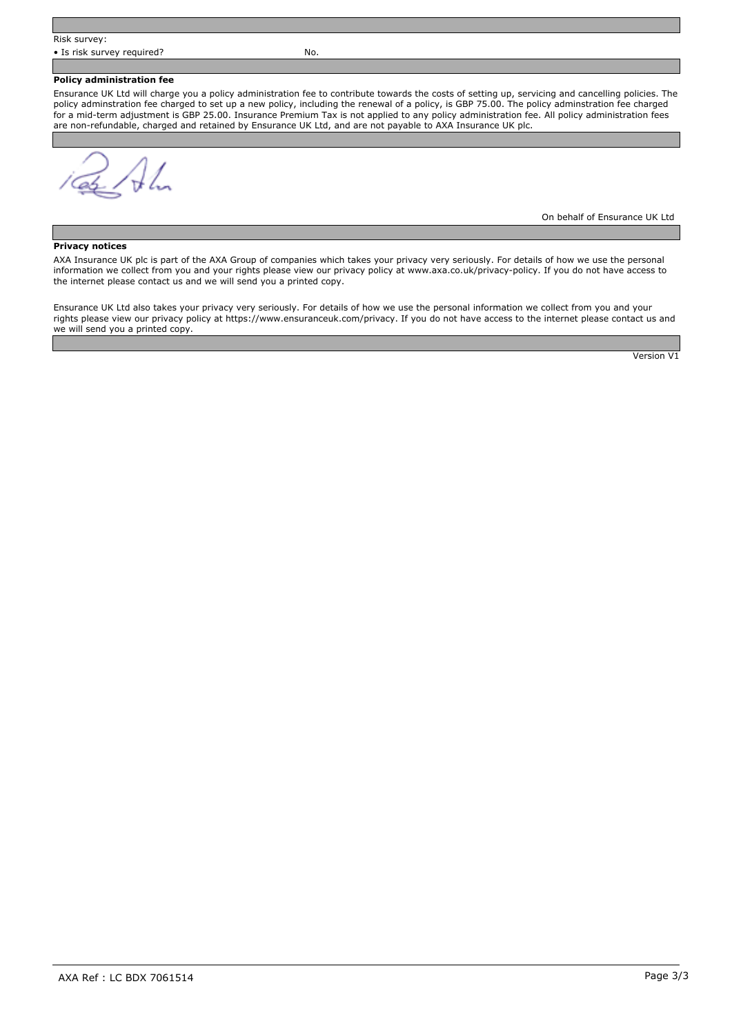Risk survey:

- Is risk survey required? No.

**Policy administration fee**

Ensurance UK Ltd will charge you a policy administration fee to contribute towards the costs of setting up, servicing and cancelling policies. The policy adminstration fee charged to set up a new policy, including the renewal of a policy, is GBP 75.00. The policy adminstration fee charged for a mid-term adjustment is GBP 25.00. Insurance Premium Tax is not applied to any policy administration fee. All policy administration fees are non-refundable, charged and retained by Ensurance UK Ltd, and are not payable to AXA Insurance UK plc.

On behalf of Ensurance UK Ltd

**Privacy notices**

AXA Insurance UK plc is part of the AXA Group of companies which takes your privacy very seriously. For details of how we use the personal information we collect from you and your rights please view our privacy policy at www.axa.co.uk/privacy-policy. If you do not have access to the internet please contact us and we will send you a printed copy.

Ensurance UK Ltd also takes your privacy very seriously. For details of how we use the personal information we collect from you and your rights please view our privacy policy at https://www.ensuranceuk.com/privacy. If you do not have access to the internet please contact us and we will send you a printed copy.

Version V1